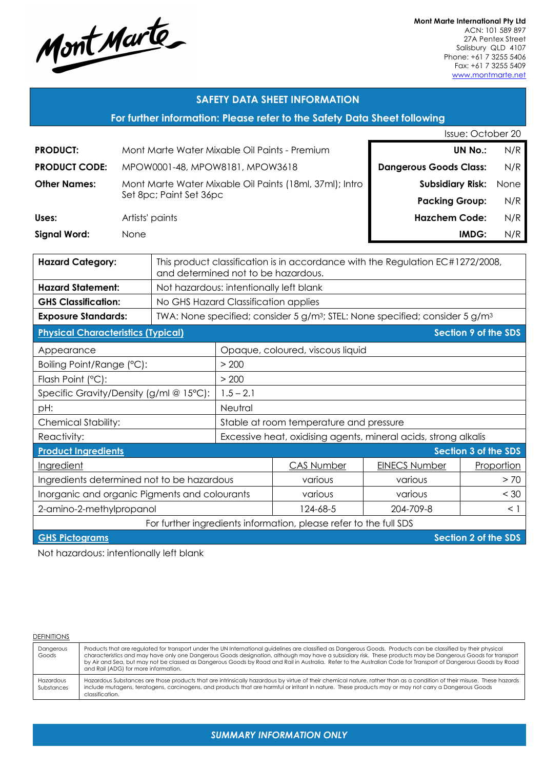Mont Marte

**Mont Marte International Pty Ltd**
ACN: 101 589 897
27A Pentex Street
Salisbury QLD 4107
Phone: +61 7 3255 5406
Fax: +61 7 3255 5409
www.montmarte.net

## SAFETY DATA SHEET INFORMATION

**For further information: Please refer to the Safety Data Sheet following**

Issue: October 20

| | |
|---|---|
| **PRODUCT:** | Mont Marte Water Mixable Oil Paints - Premium |
| **PRODUCT CODE:** | MPOW0001-48, MPOW8181, MPOW3618 |
| **Other Names:** | Mont Marte Water Mixable Oil Paints (18ml, 37ml); Intro Set 8pc; Paint Set 36pc |
| **Uses:** | Artists' paints |
| **Signal Word:** | None |

| | |
|---|---|
| **UN No.:** | N/R |
| **Dangerous Goods Class:** | N/R |
| **Subsidiary Risk:** | None |
| **Packing Group:** | N/R |
| **Hazchem Code:** | N/R |
| **IMDG:** | N/R |

| | |
|---|---|
| **Hazard Category:** | This product classification is in accordance with the Regulation EC#1272/2008, and determined not to be hazardous. |
| **Hazard Statement:** | Not hazardous: intentionally left blank |
| **GHS Classification:** | No GHS Hazard Classification applies |
| **Exposure Standards:** | TWA: None specified; consider 5 g/m³; STEL: None specified; consider 5 g/m³ |

### Physical Characteristics (Typical) — Section 9 of the SDS

| | |
|---|---|
| Appearance | Opaque, coloured, viscous liquid |
| Boiling Point/Range (°C): | > 200 |
| Flash Point (°C): | > 200 |
| Specific Gravity/Density (g/ml @ 15°C): | 1.5 – 2.1 |
| pH: | Neutral |
| Chemical Stability: | Stable at room temperature and pressure |
| Reactivity: | Excessive heat, oxidising agents, mineral acids, strong alkalis |

### Product Ingredients — Section 3 of the SDS

| Ingredient | CAS Number | EINECS Number | Proportion |
|---|---|---|---|
| Ingredients determined not to be hazardous | various | various | > 70 |
| Inorganic and organic Pigments and colourants | various | various | < 30 |
| 2-amino-2-methylpropanol | 124-68-5 | 204-709-8 | < 1 |

For further ingredients information, please refer to the full SDS

### GHS Pictograms — Section 2 of the SDS

Not hazardous: intentionally left blank

DEFINITIONS

| | |
|---|---|
| Dangerous Goods | Products that are regulated for transport under the UN International guidelines are classified as Dangerous Goods. Products can be classified by their physical characteristics and may have only one Dangerous Goods designation, although may have a subsidiary risk. These products may be Dangerous Goods for transport by Air and Sea, but may not be classed as Dangerous Goods by Road and Rail in Australia. Refer to the Australian Code for Transport of Dangerous Goods by Road and Rail (ADG) for more information. |
| Hazardous Substances | Hazardous Substances are those products that are intrinsically hazardous by virtue of their chemical nature, rather than as a condition of their misuse. These hazards include mutagens, teratogens, carcinogens, and products that are harmful or irritant in nature. These products may or may not carry a Dangerous Goods classification. |

***SUMMARY INFORMATION ONLY***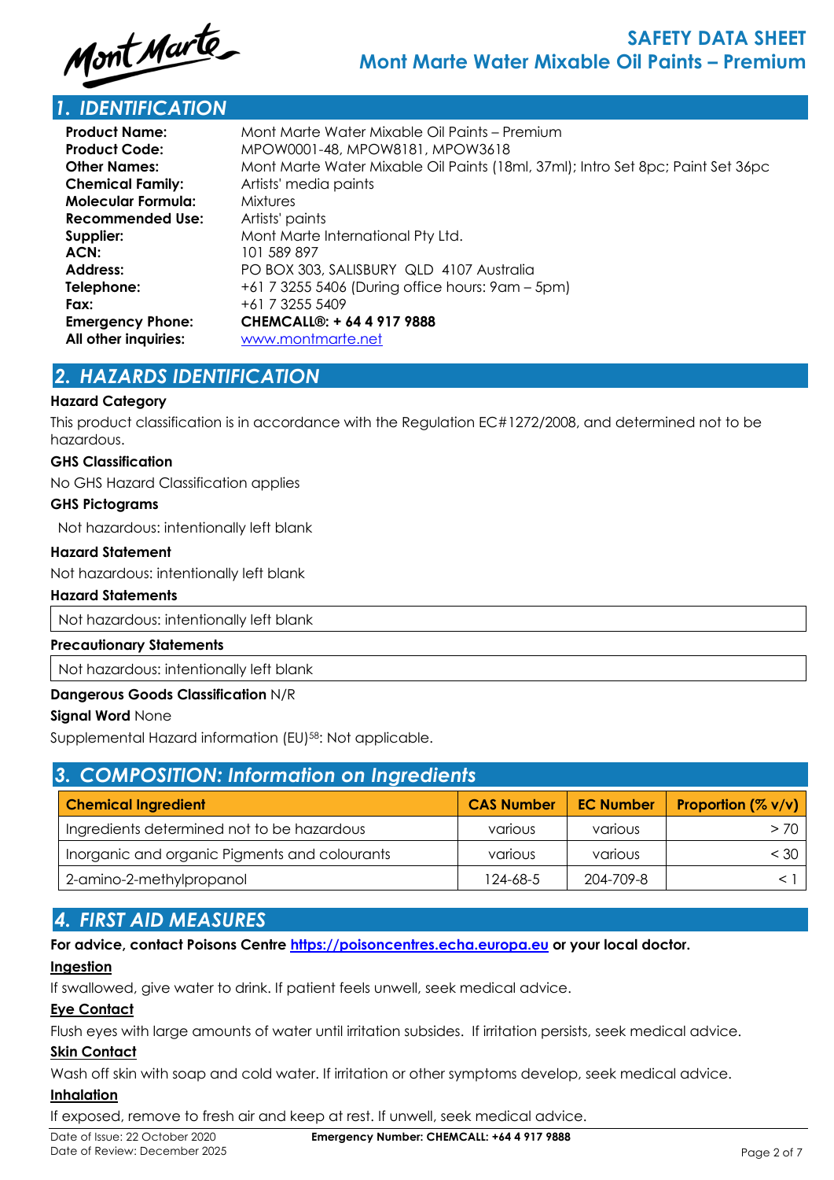# SAFETY DATA SHEET
## Mont Marte Water Mixable Oil Paints – Premium

## 1. IDENTIFICATION

| | |
|---|---|
| **Product Name:** | Mont Marte Water Mixable Oil Paints – Premium |
| **Product Code:** | MPOW0001-48, MPOW8181, MPOW3618 |
| **Other Names:** | Mont Marte Water Mixable Oil Paints (18ml, 37ml); Intro Set 8pc; Paint Set 36pc |
| **Chemical Family:** | Artists' media paints |
| **Molecular Formula:** | Mixtures |
| **Recommended Use:** | Artists' paints |
| **Supplier:** | Mont Marte International Pty Ltd. |
| **ACN:** | 101 589 897 |
| **Address:** | PO BOX 303, SALISBURY QLD 4107 Australia |
| **Telephone:** | +61 7 3255 5406 (During office hours: 9am – 5pm) |
| **Fax:** | +61 7 3255 5409 |
| **Emergency Phone:** | **CHEMCALL®: + 64 4 917 9888** |
| **All other inquiries:** | www.montmarte.net |

## 2. HAZARDS IDENTIFICATION

### Hazard Category

This product classification is in accordance with the Regulation EC#1272/2008, and determined not to be hazardous.

### GHS Classification

No GHS Hazard Classification applies

### GHS Pictograms

Not hazardous: intentionally left blank

### Hazard Statement

Not hazardous: intentionally left blank

### Hazard Statements

Not hazardous: intentionally left blank

### Precautionary Statements

Not hazardous: intentionally left blank

**Dangerous Goods Classification** N/R

**Signal Word** None

Supplemental Hazard information (EU)[58]: Not applicable.

## 3. COMPOSITION: Information on Ingredients

| Chemical Ingredient | CAS Number | EC Number | Proportion (% v/v) |
|---|---|---|---|
| Ingredients determined not to be hazardous | various | various | > 70 |
| Inorganic and organic Pigments and colourants | various | various | < 30 |
| 2-amino-2-methylpropanol | 124-68-5 | 204-709-8 | < 1 |

## 4. FIRST AID MEASURES

**For advice, contact Poisons Centre https://poisoncentres.echa.europa.eu or your local doctor.**

### Ingestion

If swallowed, give water to drink. If patient feels unwell, seek medical advice.

### Eye Contact

Flush eyes with large amounts of water until irritation subsides. If irritation persists, seek medical advice.

### Skin Contact

Wash off skin with soap and cold water. If irritation or other symptoms develop, seek medical advice.

### Inhalation

If exposed, remove to fresh air and keep at rest. If unwell, seek medical advice.

Date of Issue: 22 October 2020
Date of Review: December 2025
**Emergency Number: CHEMCALL: +64 4 917 9888**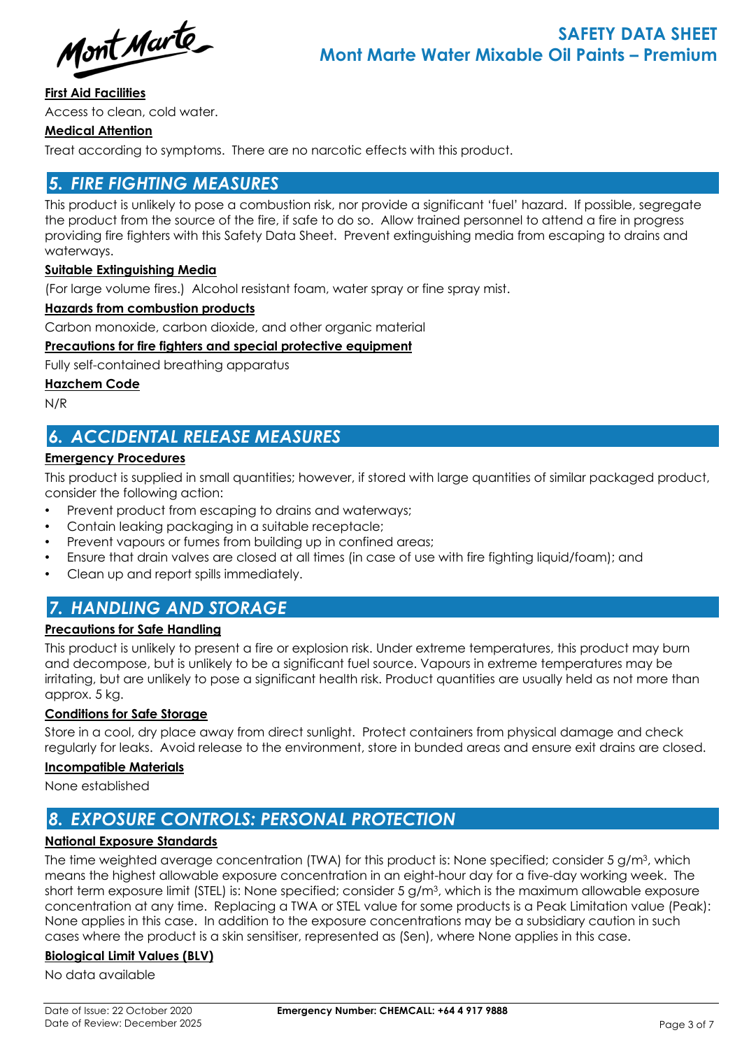**First Aid Facilities**

Access to clean, cold water.

**Medical Attention**

Treat according to symptoms. There are no narcotic effects with this product.

## 5. FIRE FIGHTING MEASURES

This product is unlikely to pose a combustion risk, nor provide a significant 'fuel' hazard. If possible, segregate the product from the source of the fire, if safe to do so. Allow trained personnel to attend a fire in progress providing fire fighters with this Safety Data Sheet. Prevent extinguishing media from escaping to drains and waterways.

**Suitable Extinguishing Media**

(For large volume fires.) Alcohol resistant foam, water spray or fine spray mist.

**Hazards from combustion products**

Carbon monoxide, carbon dioxide, and other organic material

**Precautions for fire fighters and special protective equipment**

Fully self-contained breathing apparatus

**Hazchem Code**

N/R

## 6. ACCIDENTAL RELEASE MEASURES

**Emergency Procedures**

This product is supplied in small quantities; however, if stored with large quantities of similar packaged product, consider the following action:

- Prevent product from escaping to drains and waterways;
- Contain leaking packaging in a suitable receptacle;
- Prevent vapours or fumes from building up in confined areas;
- Ensure that drain valves are closed at all times (in case of use with fire fighting liquid/foam); and
- Clean up and report spills immediately.

## 7. HANDLING AND STORAGE

**Precautions for Safe Handling**

This product is unlikely to present a fire or explosion risk. Under extreme temperatures, this product may burn and decompose, but is unlikely to be a significant fuel source. Vapours in extreme temperatures may be irritating, but are unlikely to pose a significant health risk. Product quantities are usually held as not more than approx. 5 kg.

**Conditions for Safe Storage**

Store in a cool, dry place away from direct sunlight. Protect containers from physical damage and check regularly for leaks. Avoid release to the environment, store in bunded areas and ensure exit drains are closed.

**Incompatible Materials**

None established

## 8. EXPOSURE CONTROLS: PERSONAL PROTECTION

**National Exposure Standards**

The time weighted average concentration (TWA) for this product is: None specified; consider 5 g/m$^3$, which means the highest allowable exposure concentration in an eight-hour day for a five-day working week. The short term exposure limit (STEL) is: None specified; consider 5 g/m$^3$, which is the maximum allowable exposure concentration at any time. Replacing a TWA or STEL value for some products is a Peak Limitation value (Peak): None applies in this case. In addition to the exposure concentrations may be a subsidiary caution in such cases where the product is a skin sensitiser, represented as (Sen), where None applies in this case.

**Biological Limit Values (BLV)**

No data available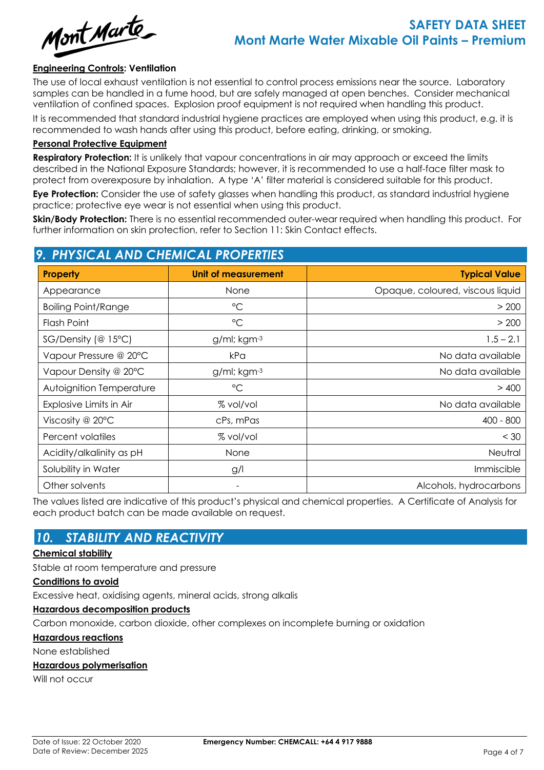**Engineering Controls: Ventilation**

The use of local exhaust ventilation is not essential to control process emissions near the source. Laboratory samples can be handled in a fume hood, but are safely managed at open benches. Consider mechanical ventilation of confined spaces. Explosion proof equipment is not required when handling this product.

It is recommended that standard industrial hygiene practices are employed when using this product, e.g. it is recommended to wash hands after using this product, before eating, drinking, or smoking.

**Personal Protective Equipment**

**Respiratory Protection:** It is unlikely that vapour concentrations in air may approach or exceed the limits described in the National Exposure Standards; however, it is recommended to use a half-face filter mask to protect from overexposure by inhalation. A type 'A' filter material is considered suitable for this product.

**Eye Protection:** Consider the use of safety glasses when handling this product, as standard industrial hygiene practice; protective eye wear is not essential when using this product.

**Skin/Body Protection:** There is no essential recommended outer-wear required when handling this product. For further information on skin protection, refer to Section 11: Skin Contact effects.

## 9. PHYSICAL AND CHEMICAL PROPERTIES

| Property | Unit of measurement | Typical Value |
|---|---|---|
| Appearance | None | Opaque, coloured, viscous liquid |
| Boiling Point/Range | °C | > 200 |
| Flash Point | °C | > 200 |
| SG/Density (@ 15°C) | g/ml; $kgm^{-3}$ | 1.5 – 2.1 |
| Vapour Pressure @ 20°C | kPa | No data available |
| Vapour Density @ 20°C | g/ml; $kgm^{-3}$ | No data available |
| Autoignition Temperature | °C | > 400 |
| Explosive Limits in Air | % vol/vol | No data available |
| Viscosity @ 20°C | cPs, mPas | 400 - 800 |
| Percent volatiles | % vol/vol | < 30 |
| Acidity/alkalinity as pH | None | Neutral |
| Solubility in Water | g/l | Immiscible |
| Other solvents | - | Alcohols, hydrocarbons |

The values listed are indicative of this product's physical and chemical properties. A Certificate of Analysis for each product batch can be made available on request.

## 10. STABILITY AND REACTIVITY

**Chemical stability**

Stable at room temperature and pressure

**Conditions to avoid**

Excessive heat, oxidising agents, mineral acids, strong alkalis

**Hazardous decomposition products**

Carbon monoxide, carbon dioxide, other complexes on incomplete burning or oxidation

**Hazardous reactions**

None established

**Hazardous polymerisation**

Will not occur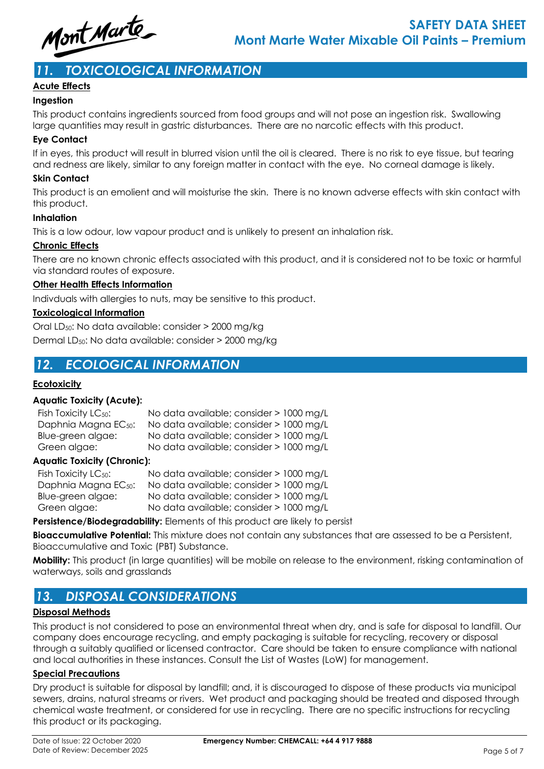## 11. TOXICOLOGICAL INFORMATION

### Acute Effects

#### Ingestion

This product contains ingredients sourced from food groups and will not pose an ingestion risk. Swallowing large quantities may result in gastric disturbances. There are no narcotic effects with this product.

#### Eye Contact

If in eyes, this product will result in blurred vision until the oil is cleared. There is no risk to eye tissue, but tearing and redness are likely, similar to any foreign matter in contact with the eye. No corneal damage is likely.

#### Skin Contact

This product is an emolient and will moisturise the skin. There is no known adverse effects with skin contact with this product.

#### Inhalation

This is a low odour, low vapour product and is unlikely to present an inhalation risk.

### Chronic Effects

There are no known chronic effects associated with this product, and it is considered not to be toxic or harmful via standard routes of exposure.

### Other Health Effects Information

Indivduals with allergies to nuts, may be sensitive to this product.

### Toxicological Information

Oral $LD_{50}$: No data available: consider > 2000 mg/kg

Dermal $LD_{50}$: No data available: consider > 2000 mg/kg

## 12. ECOLOGICAL INFORMATION

### Ecotoxicity

#### Aquatic Toxicity (Acute):

| | |
|---|---|
| Fish Toxicity $LC_{50}$: | No data available; consider > 1000 mg/L |
| Daphnia Magna $EC_{50}$: | No data available; consider > 1000 mg/L |
| Blue-green algae: | No data available; consider > 1000 mg/L |
| Green algae: | No data available; consider > 1000 mg/L |

#### Aquatic Toxicity (Chronic):

| | |
|---|---|
| Fish Toxicity $LC_{50}$: | No data available; consider > 1000 mg/L |
| Daphnia Magna $EC_{50}$: | No data available; consider > 1000 mg/L |
| Blue-green algae: | No data available; consider > 1000 mg/L |
| Green algae: | No data available; consider > 1000 mg/L |

**Persistence/Biodegradability:** Elements of this product are likely to persist

**Bioaccumulative Potential:** This mixture does not contain any substances that are assessed to be a Persistent, Bioaccumulative and Toxic (PBT) Substance.

**Mobility:** This product (in large quantities) will be mobile on release to the environment, risking contamination of waterways, soils and grasslands

## 13. DISPOSAL CONSIDERATIONS

### Disposal Methods

This product is not considered to pose an environmental threat when dry, and is safe for disposal to landfill. Our company does encourage recycling, and empty packaging is suitable for recycling, recovery or disposal through a suitably qualified or licensed contractor. Care should be taken to ensure compliance with national and local authorities in these instances. Consult the List of Wastes (LoW) for management.

### Special Precautions

Dry product is suitable for disposal by landfill; and, it is discouraged to dispose of these products via municipal sewers, drains, natural streams or rivers. Wet product and packaging should be treated and disposed through chemical waste treatment, or considered for use in recycling. There are no specific instructions for recycling this product or its packaging.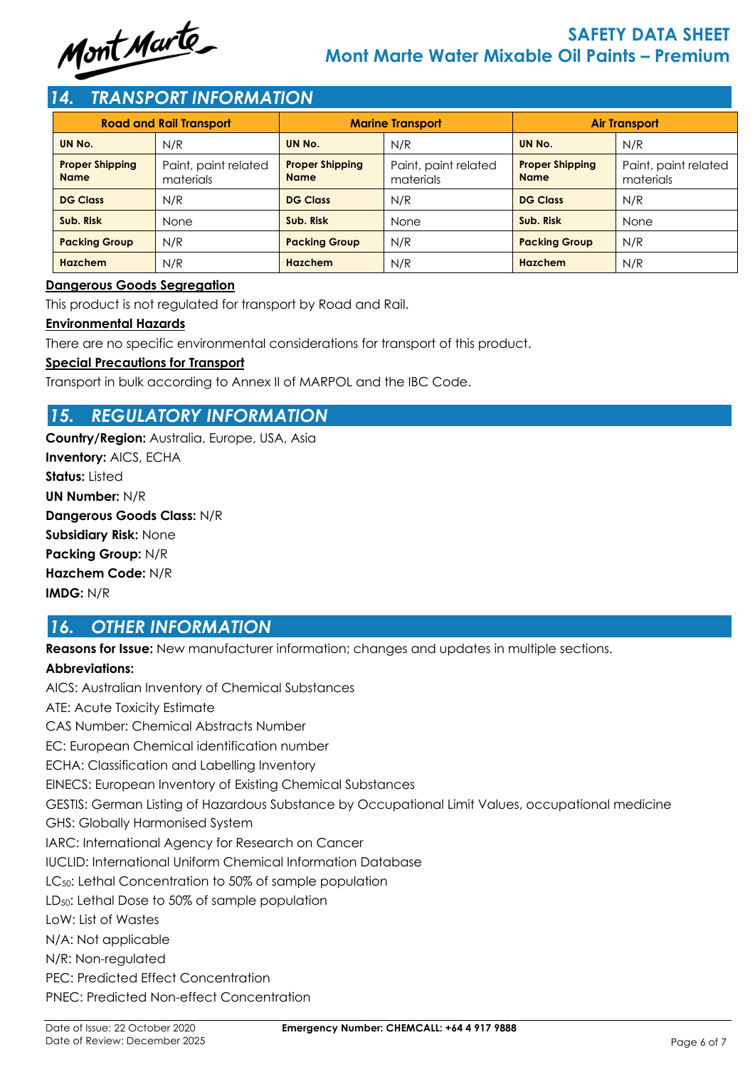## 14. TRANSPORT INFORMATION

| Road and Rail Transport | | Marine Transport | | Air Transport | |
|---|---|---|---|---|---|
| **UN No.** | N/R | **UN No.** | N/R | **UN No.** | N/R |
| **Proper Shipping Name** | Paint, paint related materials | **Proper Shipping Name** | Paint, paint related materials | **Proper Shipping Name** | Paint, paint related materials |
| **DG Class** | N/R | **DG Class** | N/R | **DG Class** | N/R |
| **Sub. Risk** | None | **Sub. Risk** | None | **Sub. Risk** | None |
| **Packing Group** | N/R | **Packing Group** | N/R | **Packing Group** | N/R |
| **Hazchem** | N/R | **Hazchem** | N/R | **Hazchem** | N/R |

**Dangerous Goods Segregation**

This product is not regulated for transport by Road and Rail.

**Environmental Hazards**

There are no specific environmental considerations for transport of this product.

**Special Precautions for Transport**

Transport in bulk according to Annex II of MARPOL and the IBC Code.

## 15. REGULATORY INFORMATION

**Country/Region:** Australia, Europe, USA, Asia
**Inventory:** AICS, ECHA
**Status:** Listed
**UN Number:** N/R
**Dangerous Goods Class:** N/R
**Subsidiary Risk:** None
**Packing Group:** N/R
**Hazchem Code:** N/R
**IMDG:** N/R

## 16. OTHER INFORMATION

**Reasons for Issue:** New manufacturer information; changes and updates in multiple sections.

**Abbreviations:**

AICS: Australian Inventory of Chemical Substances
ATE: Acute Toxicity Estimate
CAS Number: Chemical Abstracts Number
EC: European Chemical identification number
ECHA: Classification and Labelling Inventory
EINECS: European Inventory of Existing Chemical Substances
GESTIS: German Listing of Hazardous Substance by Occupational Limit Values, occupational medicine
GHS: Globally Harmonised System
IARC: International Agency for Research on Cancer
IUCLID: International Uniform Chemical Information Database
$LC_{50}$: Lethal Concentration to 50% of sample population
$LD_{50}$: Lethal Dose to 50% of sample population
LoW: List of Wastes
N/A: Not applicable
N/R: Non-regulated
PEC: Predicted Effect Concentration
PNEC: Predicted Non-effect Concentration

Date of Issue: 22 October 2020
Date of Review: December 2025
**Emergency Number: CHEMCALL: +64 4 917 9888**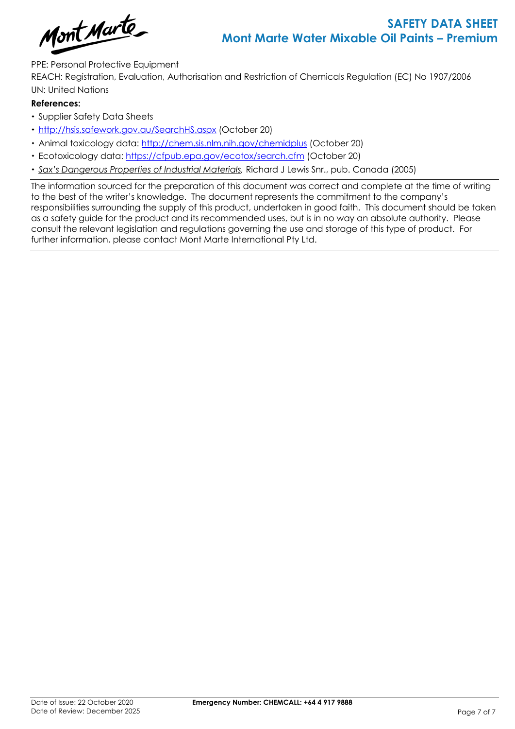PPE: Personal Protective Equipment

REACH: Registration, Evaluation, Authorisation and Restriction of Chemicals Regulation (EC) No 1907/2006

UN: United Nations

**References:**

- Supplier Safety Data Sheets
- http://hsis.safework.gov.au/SearchHS.aspx (October 20)
- Animal toxicology data: http://chem.sis.nlm.nih.gov/chemidplus (October 20)
- Ecotoxicology data: https://cfpub.epa.gov/ecotox/search.cfm (October 20)
- *Sax's Dangerous Properties of Industrial Materials,* Richard J Lewis Snr., pub. Canada (2005)

The information sourced for the preparation of this document was correct and complete at the time of writing to the best of the writer's knowledge. The document represents the commitment to the company's responsibilities surrounding the supply of this product, undertaken in good faith. This document should be taken as a safety guide for the product and its recommended uses, but is in no way an absolute authority. Please consult the relevant legislation and regulations governing the use and storage of this type of product. For further information, please contact Mont Marte International Pty Ltd.